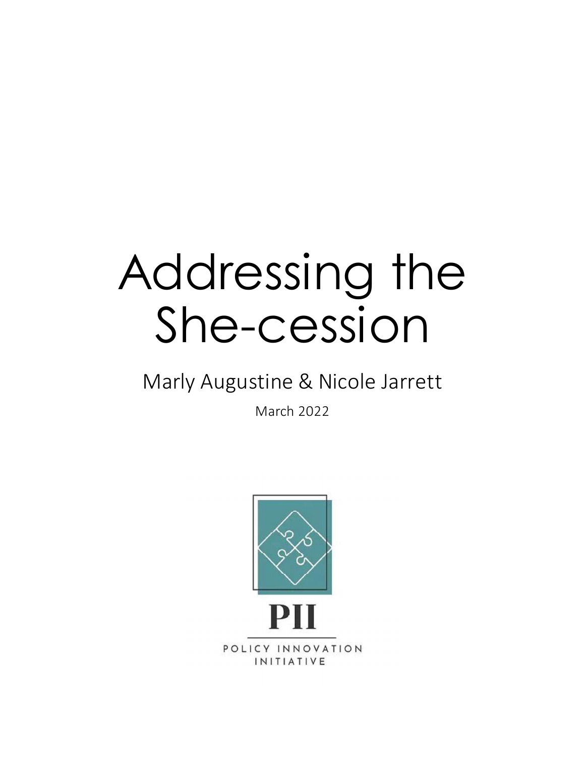# Addressing the She-cession

Marly Augustine & Nicole Jarrett

March 2022

PII

POLICY INNOVATION INITIATIVE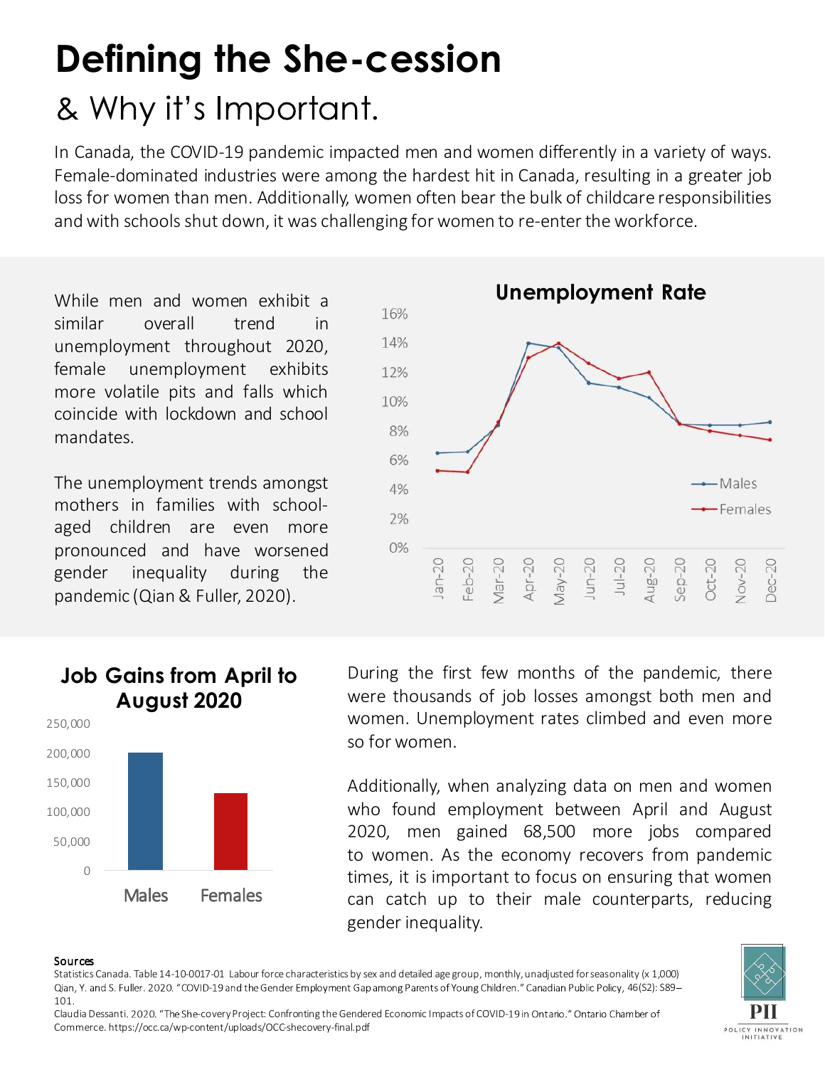# Defining the She-cession

## & Why it's Important.

In Canada, the COVID-19 pandemic impacted men and women differently in a variety of ways. Female-dominated industries were among the hardest hit in Canada, resulting in a greater job loss for women than men. Additionally, women often bear the bulk of childcare responsibilities and with schools shut down, it was challenging for women to re-enter the workforce.

While men and women exhibit a similar overall trend in unemployment throughout 2020, female unemployment exhibits more volatile pits and falls which coincide with lockdown and school mandates.

The unemployment trends amongst mothers in families with school-aged children are even more pronounced and have worsened gender inequality during the pandemic (Qian & Fuller, 2020).

**Unemployment Rate**

**Job Gains from April to August 2020**

During the first few months of the pandemic, there were thousands of job losses amongst both men and women. Unemployment rates climbed and even more so for women.

Additionally, when analyzing data on men and women who found employment between April and August 2020, men gained 68,500 more jobs compared to women. As the economy recovers from pandemic times, it is important to focus on ensuring that women can catch up to their male counterparts, reducing gender inequality.

**Sources**

Statistics Canada. Table 14-10-0017-01 Labour force characteristics by sex and detailed age group, monthly, unadjusted for seasonality (x 1,000)

Qian, Y. and S. Fuller. 2020. "COVID-19 and the Gender Employment Gap among Parents of Young Children." Canadian Public Policy, 46(S2): S89–101.

Claudia Dessanti. 2020. "The She-covery Project: Confronting the Gendered Economic Impacts of COVID-19 in Ontario." Ontario Chamber of Commerce. https://occ.ca/wp-content/uploads/OCC-shecovery-final.pdf

PII
POLICY INNOVATION INITIATIVE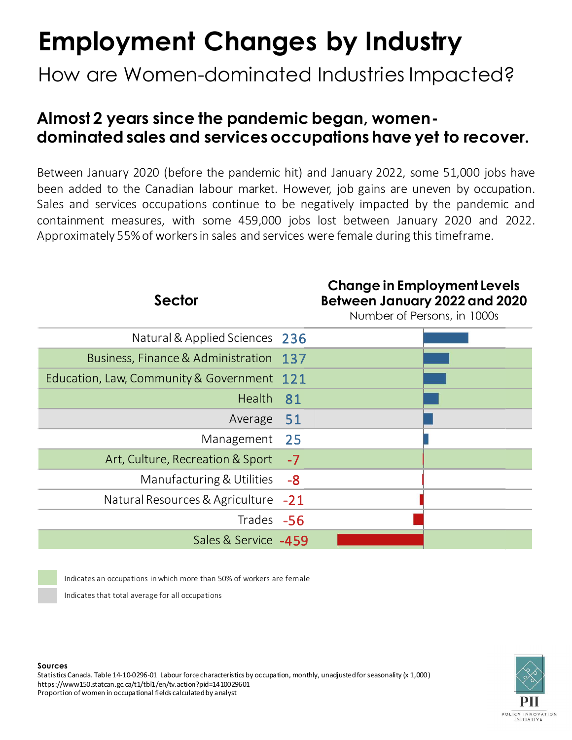# Employment Changes by Industry

## How are Women-dominated Industries Impacted?

### Almost 2 years since the pandemic began, women-dominated sales and services occupations have yet to recover.

Between January 2020 (before the pandemic hit) and January 2022, some 51,000 jobs have been added to the Canadian labour market. However, job gains are uneven by occupation. Sales and services occupations continue to be negatively impacted by the pandemic and containment measures, with some 459,000 jobs lost between January 2020 and 2022. Approximately 55% of workers in sales and services were female during this timeframe.

| Sector | Change in Employment Levels Between January 2022 and 2020 (Number of Persons, in 1000s) |
|---|---|
| Natural & Applied Sciences | 236 |
| Business, Finance & Administration | 137 |
| Education, Law, Community & Government | 121 |
| Health | 81 |
| Average | 51 |
| Management | 25 |
| Art, Culture, Recreation & Sport | -7 |
| Manufacturing & Utilities | -8 |
| Natural Resources & Agriculture | -21 |
| Trades | -56 |
| Sales & Service | -459 |

Indicates an occupations in which more than 50% of workers are female (Business, Finance & Administration; Education, Law, Community & Government; Health; Art, Culture, Recreation & Sport; Sales & Service)

Indicates that total average for all occupations (Average)

**Sources**

Statistics Canada. Table 14-10-0296-01 Labour force characteristics by occupation, monthly, unadjusted for seasonality (x 1,000)
https://www150.statcan.gc.ca/t1/tbl1/en/tv.action?pid=1410029601
Proportion of women in occupational fields calculated by analyst

PII
POLICY INNOVATION INITIATIVE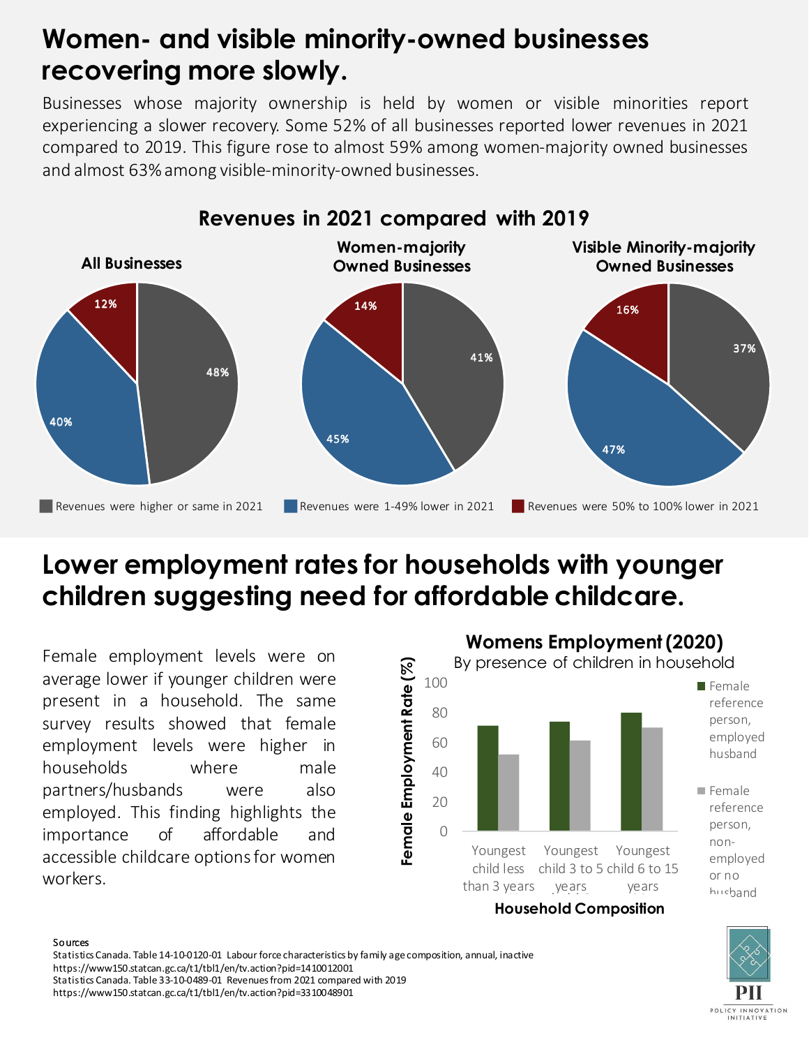# Women- and visible minority-owned businesses recovering more slowly.

Businesses whose majority ownership is held by women or visible minorities report experiencing a slower recovery. Some 52% of all businesses reported lower revenues in 2021 compared to 2019. This figure rose to almost 59% among women-majority owned businesses and almost 63% among visible-minority-owned businesses.

**Revenues in 2021 compared with 2019**

**All Businesses**

48%
40%
12%

**Women-majority Owned Businesses**

41%
45%
14%

**Visible Minority-majority Owned Businesses**

37%
47%
16%

Revenues were higher or same in 2021
Revenues were 1-49% lower in 2021
Revenues were 50% to 100% lower in 2021

# Lower employment rates for households with younger children suggesting need for affordable childcare.

Female employment levels were on average lower if younger children were present in a household. The same survey results showed that female employment levels were higher in households where male partners/husbands were also employed. This finding highlights the importance of affordable and accessible childcare options for women workers.

**Womens Employment (2020)**
By presence of children in household

Female Employment Rate (%)
100
80
60
40
20
0

Youngest child less than 3 years
Youngest child 3 to 5 years
Youngest child 6 to 15 years

**Household Composition**

Female reference person, employed husband
Female reference person, non-employed or no husband

Sources
Statistics Canada. Table 14-10-0120-01 Labour force characteristics by family age composition, annual, inactive
https://www150.statcan.gc.ca/t1/tbl1/en/tv.action?pid=1410012001
Statistics Canada. Table 33-10-0489-01 Revenues from 2021 compared with 2019
https://www150.statcan.gc.ca/t1/tbl1/en/tv.action?pid=3310048901

PII
POLICY INNOVATION INITIATIVE